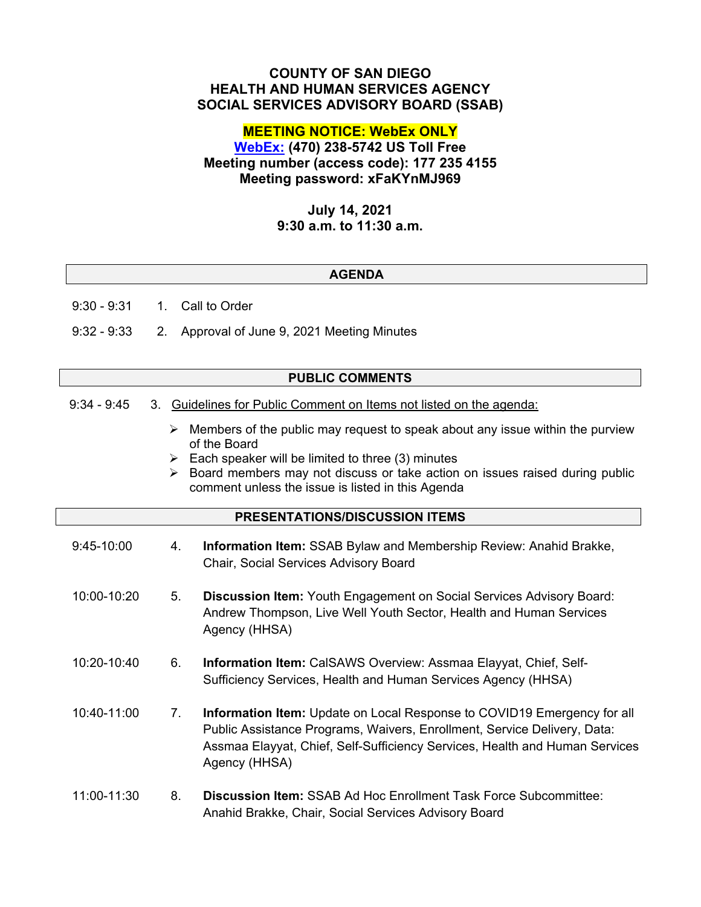# COUNTY OF SAN DIEGO
# HEALTH AND HUMAN SERVICES AGENCY
# SOCIAL SERVICES ADVISORY BOARD (SSAB)

**MEETING NOTICE: WebEx ONLY**
**WebEx: (470) 238-5742 US Toll Free**
**Meeting number (access code): 177 235 4155**
**Meeting password: xFaKYnMJ969**

**July 14, 2021**
**9:30 a.m. to 11:30 a.m.**

## AGENDA

9:30 - 9:31 &nbsp;&nbsp; 1. Call to Order

9:32 - 9:33 &nbsp;&nbsp; 2. Approval of June 9, 2021 Meeting Minutes

## PUBLIC COMMENTS

9:34 - 9:45 &nbsp;&nbsp; 3. Guidelines for Public Comment on Items not listed on the agenda:

- Members of the public may request to speak about any issue within the purview of the Board
- Each speaker will be limited to three (3) minutes
- Board members may not discuss or take action on issues raised during public comment unless the issue is listed in this Agenda

## PRESENTATIONS/DISCUSSION ITEMS

9:45-10:00 &nbsp;&nbsp; 4. **Information Item:** SSAB Bylaw and Membership Review: Anahid Brakke, Chair, Social Services Advisory Board

10:00-10:20 &nbsp;&nbsp; 5. **Discussion Item:** Youth Engagement on Social Services Advisory Board: Andrew Thompson, Live Well Youth Sector, Health and Human Services Agency (HHSA)

10:20-10:40 &nbsp;&nbsp; 6. **Information Item:** CalSAWS Overview: Assmaa Elayyat, Chief, Self-Sufficiency Services, Health and Human Services Agency (HHSA)

10:40-11:00 &nbsp;&nbsp; 7. **Information Item:** Update on Local Response to COVID19 Emergency for all Public Assistance Programs, Waivers, Enrollment, Service Delivery, Data: Assmaa Elayyat, Chief, Self-Sufficiency Services, Health and Human Services Agency (HHSA)

11:00-11:30 &nbsp;&nbsp; 8. **Discussion Item:** SSAB Ad Hoc Enrollment Task Force Subcommittee: Anahid Brakke, Chair, Social Services Advisory Board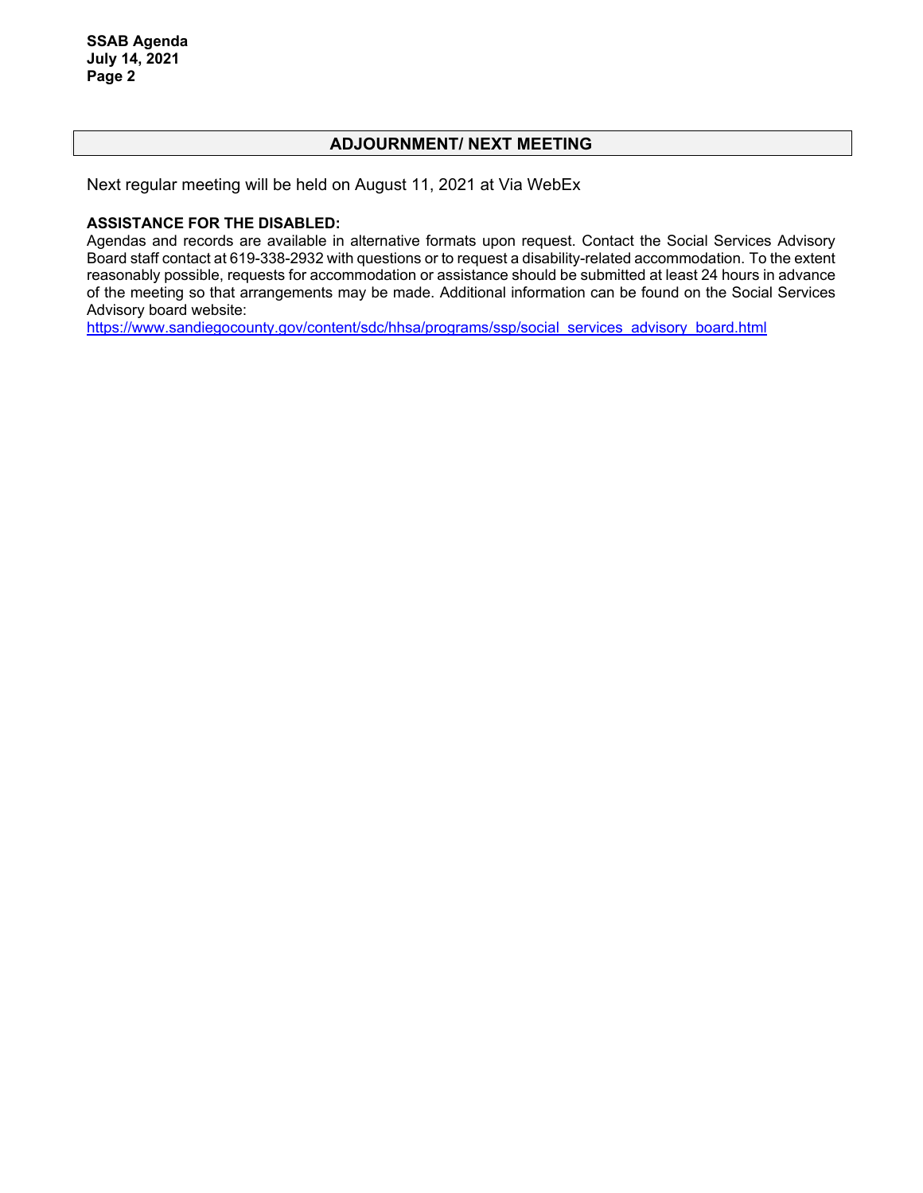## ADJOURNMENT/ NEXT MEETING

Next regular meeting will be held on August 11, 2021 at Via WebEx

**ASSISTANCE FOR THE DISABLED:**
Agendas and records are available in alternative formats upon request. Contact the Social Services Advisory Board staff contact at 619-338-2932 with questions or to request a disability-related accommodation. To the extent reasonably possible, requests for accommodation or assistance should be submitted at least 24 hours in advance of the meeting so that arrangements may be made. Additional information can be found on the Social Services Advisory board website:
https://www.sandiegocounty.gov/content/sdc/hhsa/programs/ssp/social_services_advisory_board.html